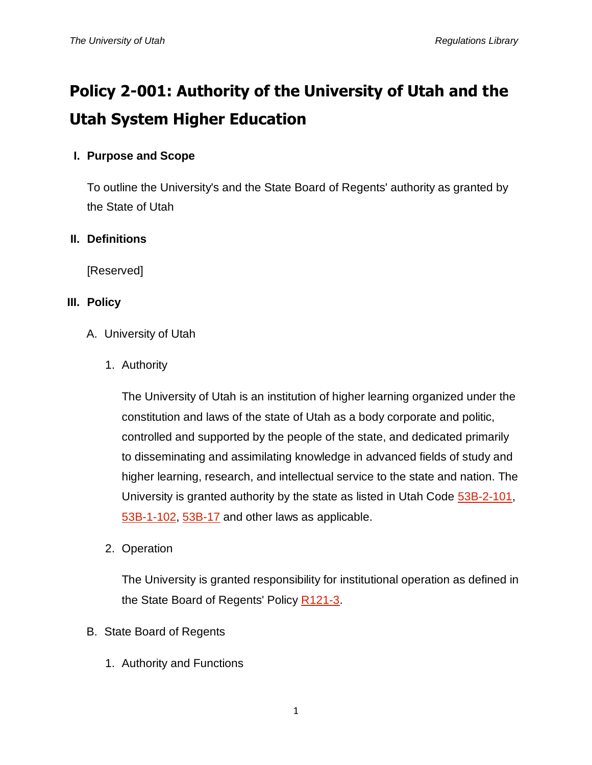# Policy 2-001: Authority of the University of Utah and the Utah System Higher Education

## I. Purpose and Scope

To outline the University's and the State Board of Regents' authority as granted by the State of Utah

## II. Definitions

[Reserved]

## III. Policy

### A. University of Utah

#### 1. Authority

The University of Utah is an institution of higher learning organized under the constitution and laws of the state of Utah as a body corporate and politic, controlled and supported by the people of the state, and dedicated primarily to disseminating and assimilating knowledge in advanced fields of study and higher learning, research, and intellectual service to the state and nation. The University is granted authority by the state as listed in Utah Code 53B-2-101, 53B-1-102, 53B-17 and other laws as applicable.

#### 2. Operation

The University is granted responsibility for institutional operation as defined in the State Board of Regents' Policy R121-3.

### B. State Board of Regents

#### 1. Authority and Functions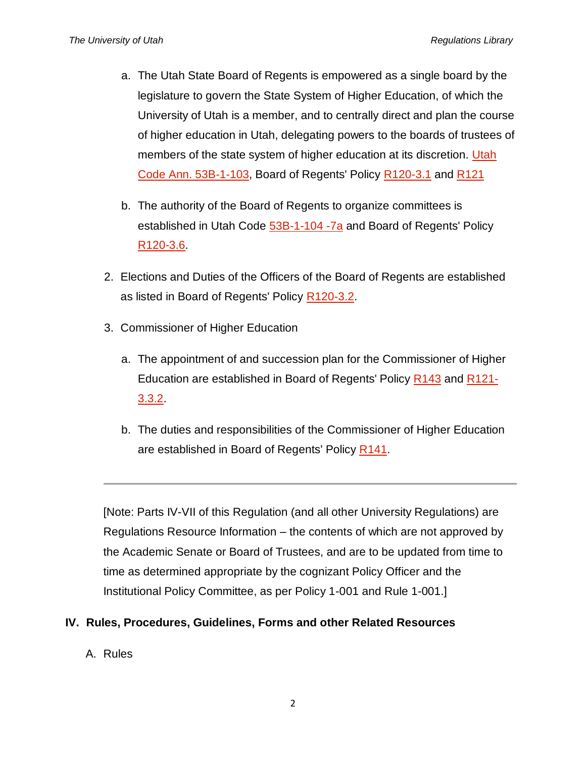a. The Utah State Board of Regents is empowered as a single board by the legislature to govern the State System of Higher Education, of which the University of Utah is a member, and to centrally direct and plan the course of higher education in Utah, delegating powers to the boards of trustees of members of the state system of higher education at its discretion. Utah Code Ann. 53B-1-103, Board of Regents' Policy R120-3.1 and R121

b. The authority of the Board of Regents to organize committees is established in Utah Code 53B-1-104 -7a and Board of Regents' Policy R120-3.6.

2. Elections and Duties of the Officers of the Board of Regents are established as listed in Board of Regents' Policy R120-3.2.

3. Commissioner of Higher Education

a. The appointment of and succession plan for the Commissioner of Higher Education are established in Board of Regents' Policy R143 and R121-3.3.2.

b. The duties and responsibilities of the Commissioner of Higher Education are established in Board of Regents' Policy R141.

---

[Note: Parts IV-VII of this Regulation (and all other University Regulations) are Regulations Resource Information – the contents of which are not approved by the Academic Senate or Board of Trustees, and are to be updated from time to time as determined appropriate by the cognizant Policy Officer and the Institutional Policy Committee, as per Policy 1-001 and Rule 1-001.]

## IV. Rules, Procedures, Guidelines, Forms and other Related Resources

A. Rules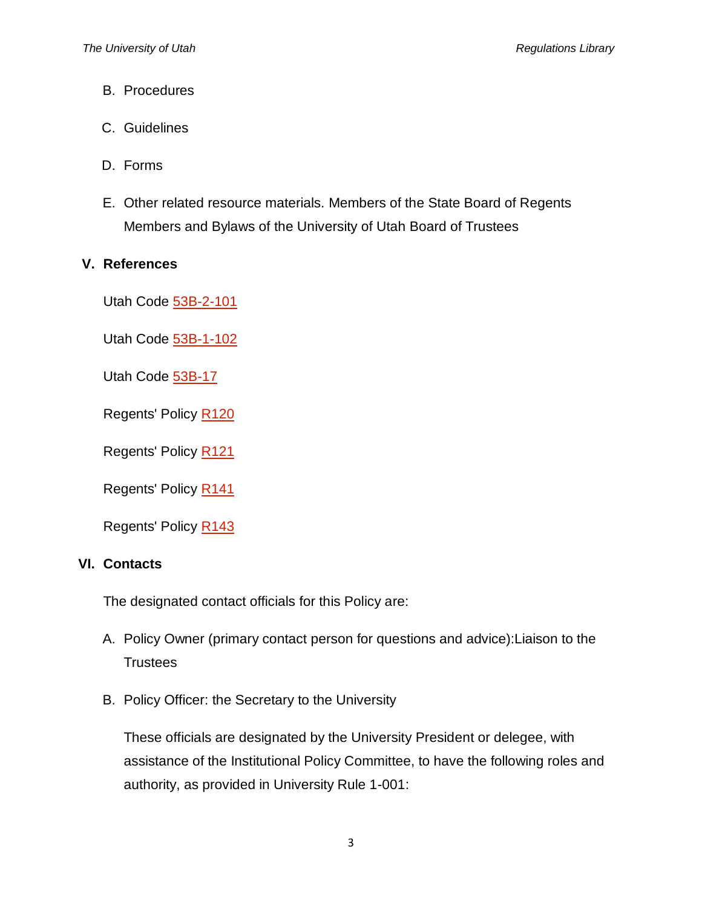B. Procedures

C. Guidelines

D. Forms

E. Other related resource materials. Members of the State Board of Regents Members and Bylaws of the University of Utah Board of Trustees

## V. References

Utah Code 53B-2-101

Utah Code 53B-1-102

Utah Code 53B-17

Regents' Policy R120

Regents' Policy R121

Regents' Policy R141

Regents' Policy R143

## VI. Contacts

The designated contact officials for this Policy are:

A. Policy Owner (primary contact person for questions and advice):Liaison to the Trustees

B. Policy Officer: the Secretary to the University

These officials are designated by the University President or delegee, with assistance of the Institutional Policy Committee, to have the following roles and authority, as provided in University Rule 1-001: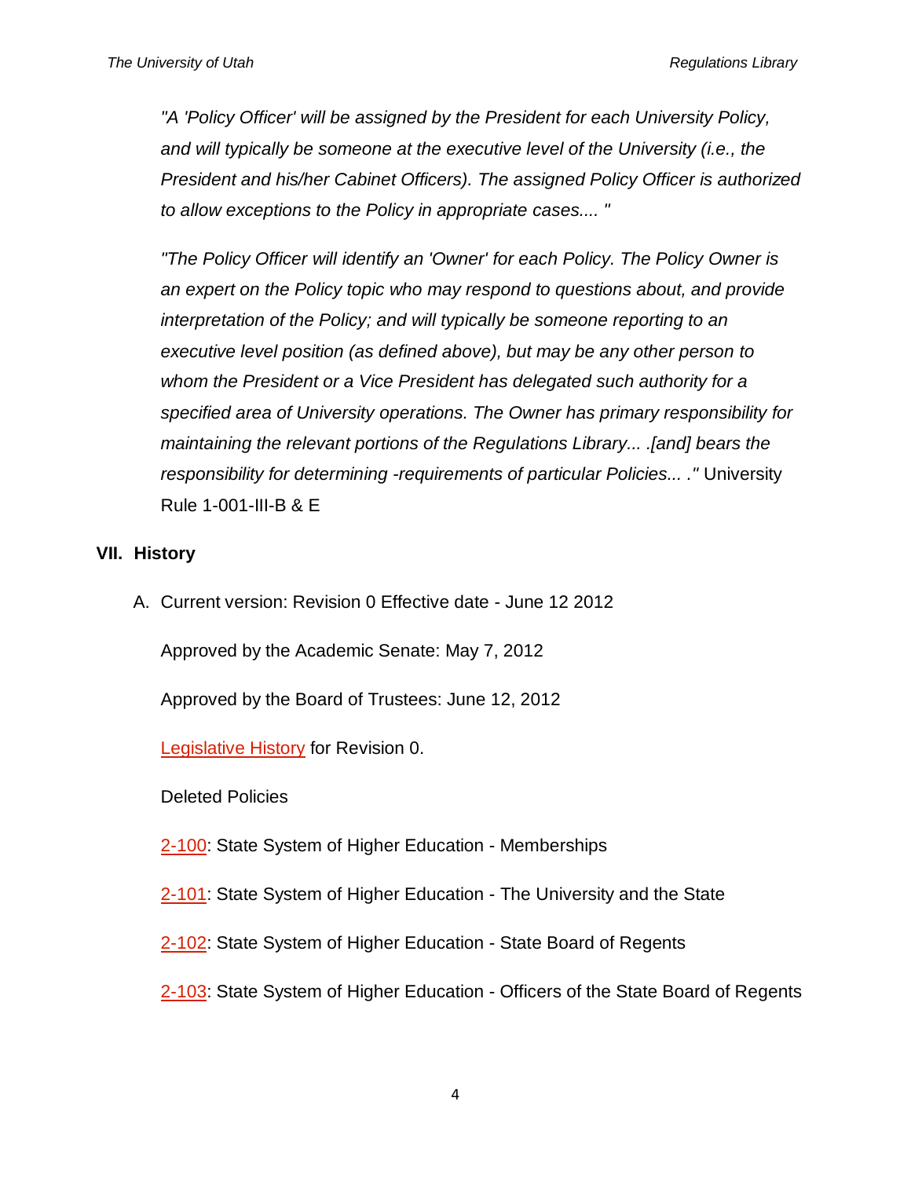*"A 'Policy Officer' will be assigned by the President for each University Policy, and will typically be someone at the executive level of the University (i.e., the President and his/her Cabinet Officers). The assigned Policy Officer is authorized to allow exceptions to the Policy in appropriate cases.... "*

*"The Policy Officer will identify an 'Owner' for each Policy. The Policy Owner is an expert on the Policy topic who may respond to questions about, and provide interpretation of the Policy; and will typically be someone reporting to an executive level position (as defined above), but may be any other person to whom the President or a Vice President has delegated such authority for a specified area of University operations. The Owner has primary responsibility for maintaining the relevant portions of the Regulations Library... .[and] bears the responsibility for determining -requirements of particular Policies... ."* University Rule 1-001-III-B & E

## VII. History

A. Current version: Revision 0 Effective date - June 12 2012

Approved by the Academic Senate: May 7, 2012

Approved by the Board of Trustees: June 12, 2012

Legislative History for Revision 0.

Deleted Policies

2-100: State System of Higher Education - Memberships

2-101: State System of Higher Education - The University and the State

2-102: State System of Higher Education - State Board of Regents

2-103: State System of Higher Education - Officers of the State Board of Regents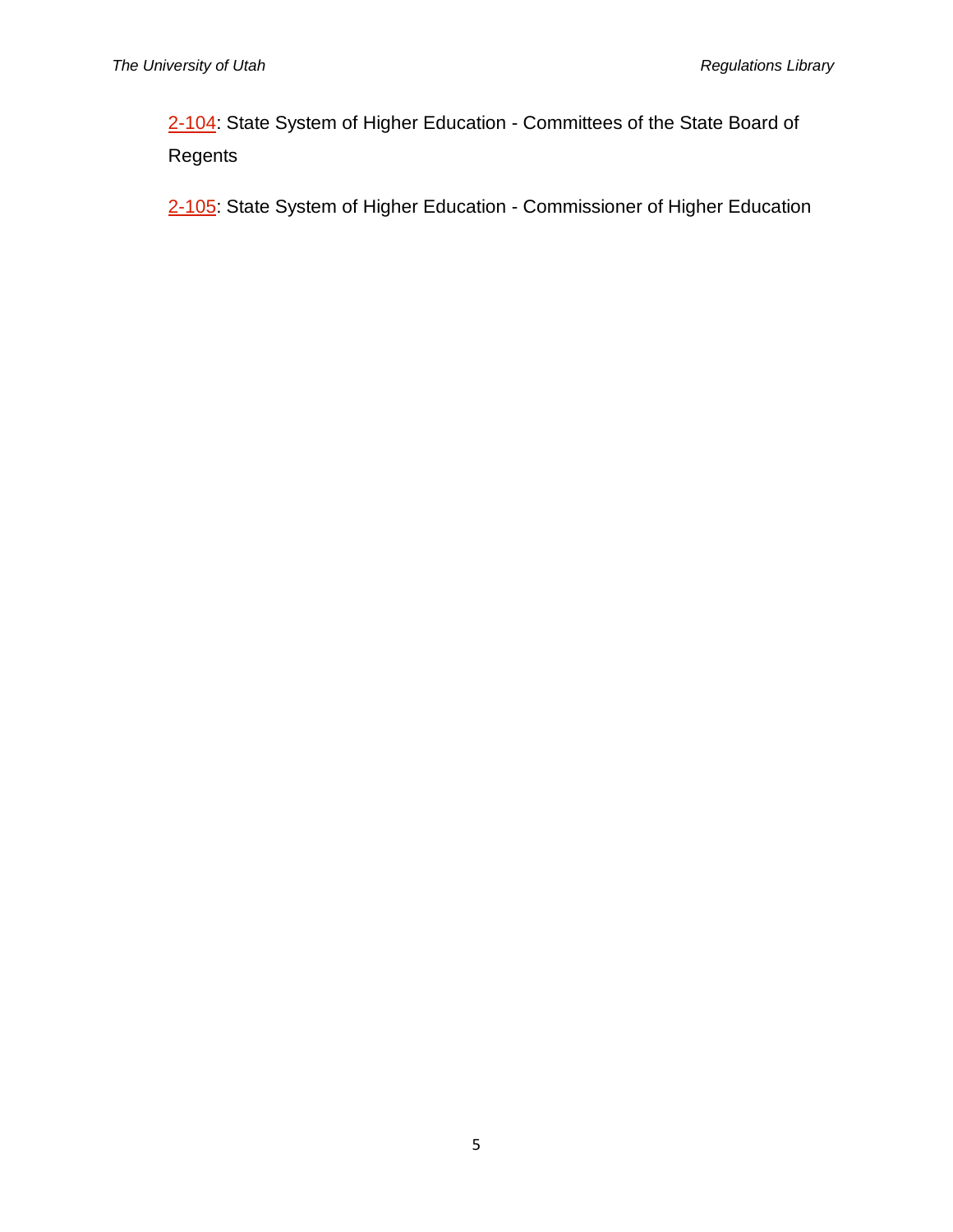2-104: State System of Higher Education - Committees of the State Board of Regents

2-105: State System of Higher Education - Commissioner of Higher Education